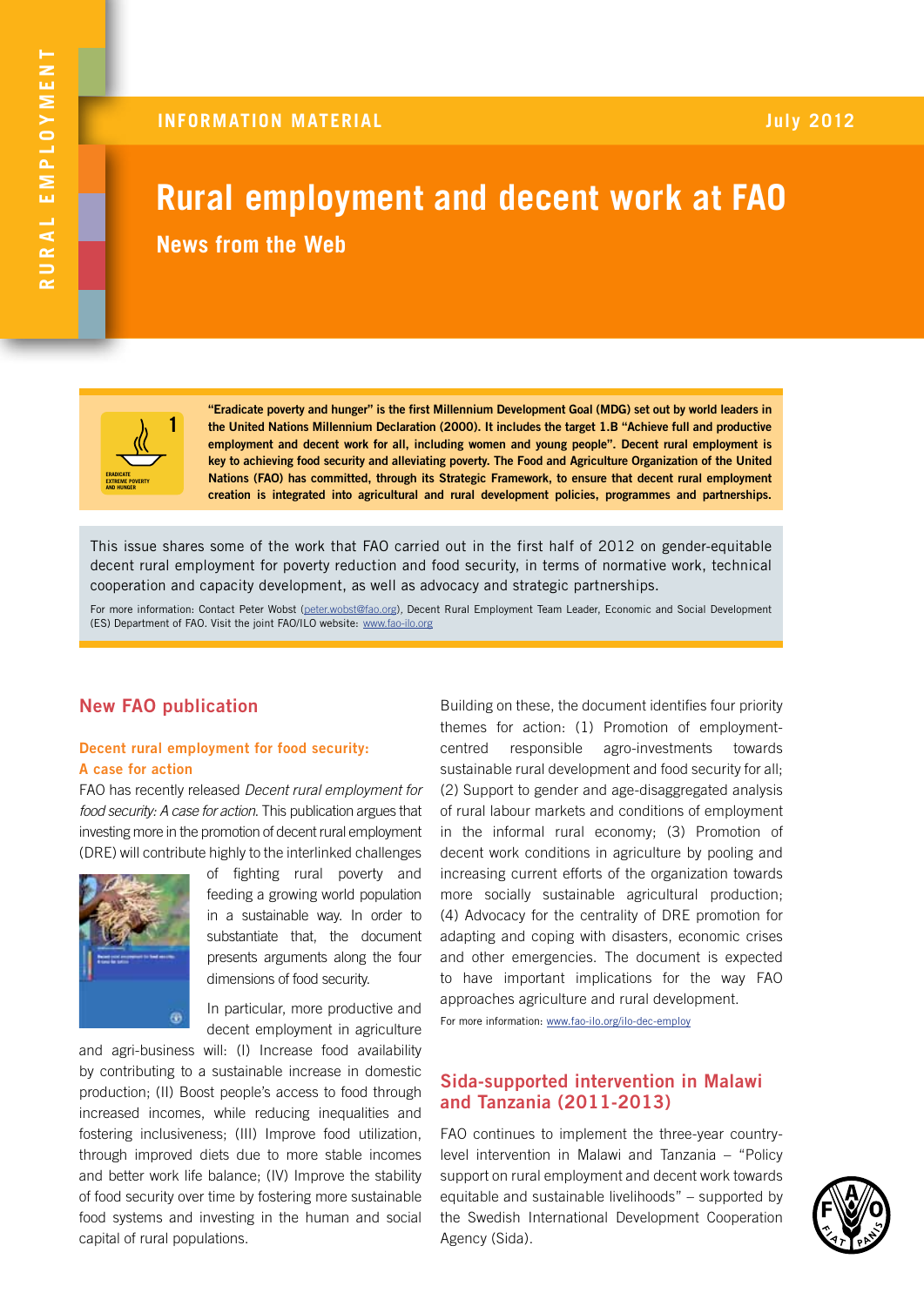RURAL EMPLOYMENT

INFORMATION MATERIAL

July 2012

# Rural employment and decent work at FAO

## News from the Web

**"Eradicate poverty and hunger" is the first Millennium Development Goal (MDG) set out by world leaders in the United Nations Millennium Declaration (2000). It includes the target 1.B "Achieve full and productive employment and decent work for all, including women and young people". Decent rural employment is key to achieving food security and alleviating poverty. The Food and Agriculture Organization of the United Nations (FAO) has committed, through its Strategic Framework, to ensure that decent rural employment creation is integrated into agricultural and rural development policies, programmes and partnerships.**

This issue shares some of the work that FAO carried out in the first half of 2012 on gender-equitable decent rural employment for poverty reduction and food security, in terms of normative work, technical cooperation and capacity development, as well as advocacy and strategic partnerships.

For more information: Contact Peter Wobst (peter.wobst@fao.org), Decent Rural Employment Team Leader, Economic and Social Development (ES) Department of FAO. Visit the joint FAO/ILO website: www.fao-ilo.org

## New FAO publication

### Decent rural employment for food security: A case for action

FAO has recently released *Decent rural employment for food security: A case for action*. This publication argues that investing more in the promotion of decent rural employment (DRE) will contribute highly to the interlinked challenges of fighting rural poverty and feeding a growing world population in a sustainable way. In order to substantiate that, the document presents arguments along the four dimensions of food security.

In particular, more productive and decent employment in agriculture and agri-business will: (I) Increase food availability by contributing to a sustainable increase in domestic production; (II) Boost people's access to food through increased incomes, while reducing inequalities and fostering inclusiveness; (III) Improve food utilization, through improved diets due to more stable incomes and better work life balance; (IV) Improve the stability of food security over time by fostering more sustainable food systems and investing in the human and social capital of rural populations.

Building on these, the document identifies four priority themes for action: (1) Promotion of employment-centred responsible agro-investments towards sustainable rural development and food security for all; (2) Support to gender and age-disaggregated analysis of rural labour markets and conditions of employment in the informal rural economy; (3) Promotion of decent work conditions in agriculture by pooling and increasing current efforts of the organization towards more socially sustainable agricultural production; (4) Advocacy for the centrality of DRE promotion for adapting and coping with disasters, economic crises and other emergencies. The document is expected to have important implications for the way FAO approaches agriculture and rural development.

For more information: www.fao-ilo.org/ilo-dec-employ

## Sida-supported intervention in Malawi and Tanzania (2011-2013)

FAO continues to implement the three-year country-level intervention in Malawi and Tanzania – "Policy support on rural employment and decent work towards equitable and sustainable livelihoods" – supported by the Swedish International Development Cooperation Agency (Sida).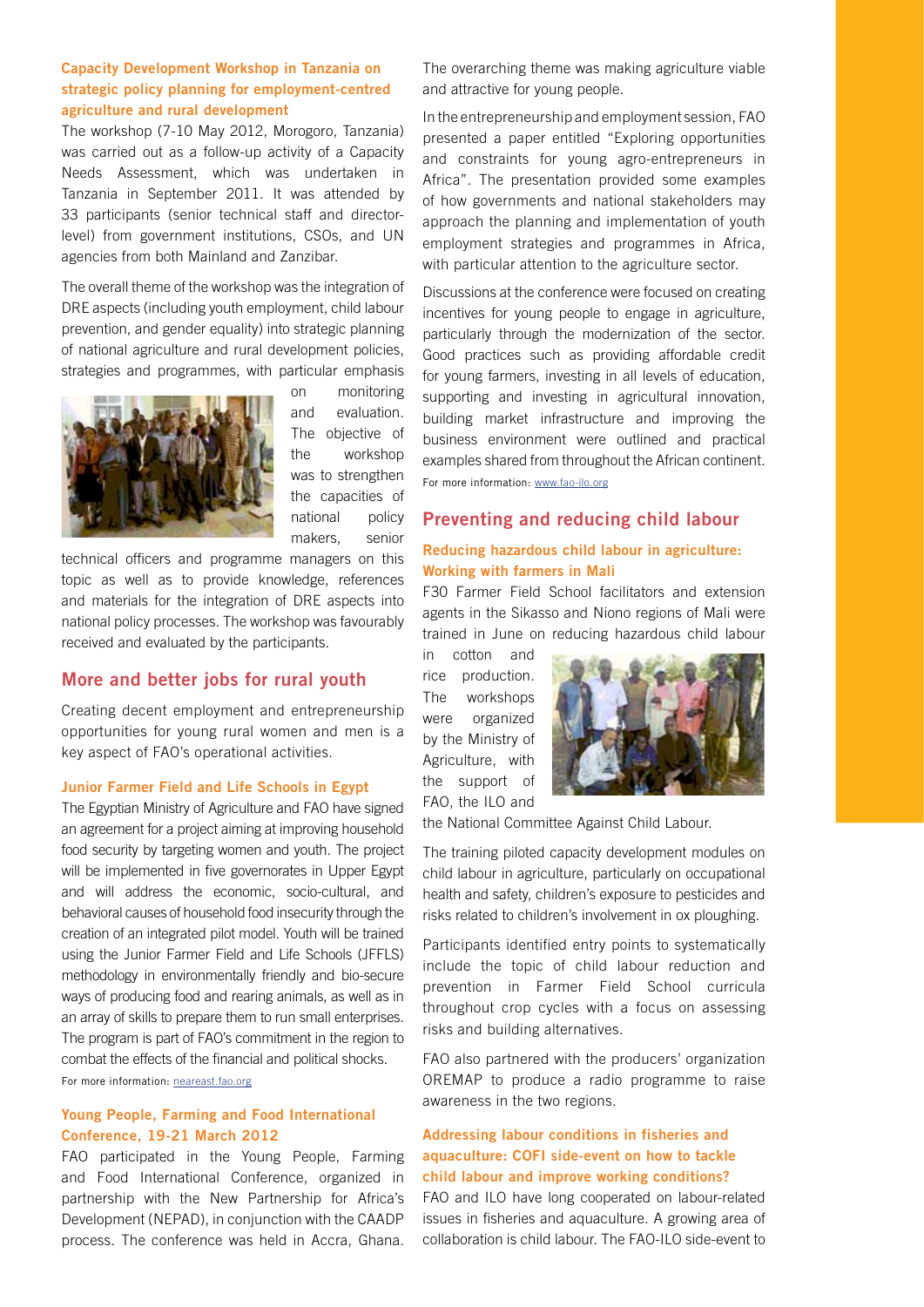### Capacity Development Workshop in Tanzania on strategic policy planning for employment-centred agriculture and rural development

The workshop (7-10 May 2012, Morogoro, Tanzania) was carried out as a follow-up activity of a Capacity Needs Assessment, which was undertaken in Tanzania in September 2011. It was attended by 33 participants (senior technical staff and director-level) from government institutions, CSOs, and UN agencies from both Mainland and Zanzibar.

The overall theme of the workshop was the integration of DRE aspects (including youth employment, child labour prevention, and gender equality) into strategic planning of national agriculture and rural development policies, strategies and programmes, with particular emphasis on monitoring and evaluation. The objective of the workshop was to strengthen the capacities of national policy makers, senior technical officers and programme managers on this topic as well as to provide knowledge, references and materials for the integration of DRE aspects into national policy processes. The workshop was favourably received and evaluated by the participants.

## More and better jobs for rural youth

Creating decent employment and entrepreneurship opportunities for young rural women and men is a key aspect of FAO's operational activities.

### Junior Farmer Field and Life Schools in Egypt

The Egyptian Ministry of Agriculture and FAO have signed an agreement for a project aiming at improving household food security by targeting women and youth. The project will be implemented in five governorates in Upper Egypt and will address the economic, socio-cultural, and behavioral causes of household food insecurity through the creation of an integrated pilot model. Youth will be trained using the Junior Farmer Field and Life Schools (JFFLS) methodology in environmentally friendly and bio-secure ways of producing food and rearing animals, as well as in an array of skills to prepare them to run small enterprises. The program is part of FAO's commitment in the region to combat the effects of the financial and political shocks.

For more information: neareast.fao.org

### Young People, Farming and Food International Conference, 19-21 March 2012

FAO participated in the Young People, Farming and Food International Conference, organized in partnership with the New Partnership for Africa's Development (NEPAD), in conjunction with the CAADP process. The conference was held in Accra, Ghana. The overarching theme was making agriculture viable and attractive for young people.

In the entrepreneurship and employment session, FAO presented a paper entitled "Exploring opportunities and constraints for young agro-entrepreneurs in Africa". The presentation provided some examples of how governments and national stakeholders may approach the planning and implementation of youth employment strategies and programmes in Africa, with particular attention to the agriculture sector.

Discussions at the conference were focused on creating incentives for young people to engage in agriculture, particularly through the modernization of the sector. Good practices such as providing affordable credit for young farmers, investing in all levels of education, supporting and investing in agricultural innovation, building market infrastructure and improving the business environment were outlined and practical examples shared from throughout the African continent.

For more information: www.fao-ilo.org

## Preventing and reducing child labour

### Reducing hazardous child labour in agriculture: Working with farmers in Mali

F30 Farmer Field School facilitators and extension agents in the Sikasso and Niono regions of Mali were trained in June on reducing hazardous child labour in cotton and rice production. The workshops were organized by the Ministry of Agriculture, with the support of FAO, the ILO and the National Committee Against Child Labour.

The training piloted capacity development modules on child labour in agriculture, particularly on occupational health and safety, children's exposure to pesticides and risks related to children's involvement in ox ploughing.

Participants identified entry points to systematically include the topic of child labour reduction and prevention in Farmer Field School curricula throughout crop cycles with a focus on assessing risks and building alternatives.

FAO also partnered with the producers' organization OREMAP to produce a radio programme to raise awareness in the two regions.

### Addressing labour conditions in fisheries and aquaculture: COFI side-event on how to tackle child labour and improve working conditions?

FAO and ILO have long cooperated on labour-related issues in fisheries and aquaculture. A growing area of collaboration is child labour. The FAO-ILO side-event to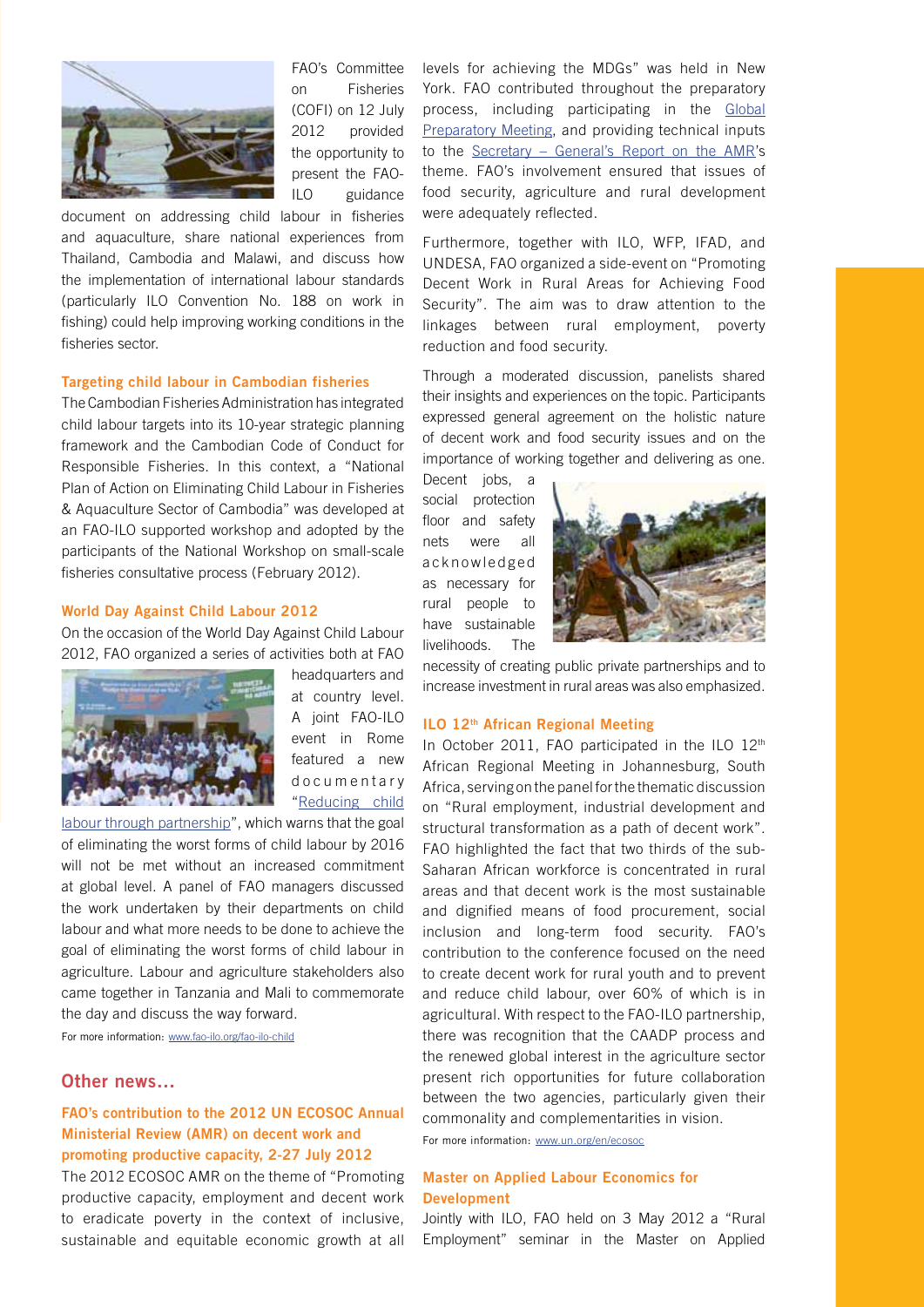FAO's Committee on Fisheries (COFI) on 12 July 2012 provided the opportunity to present the FAO-ILO guidance document on addressing child labour in fisheries and aquaculture, share national experiences from Thailand, Cambodia and Malawi, and discuss how the implementation of international labour standards (particularly ILO Convention No. 188 on work in fishing) could help improving working conditions in the fisheries sector.

### Targeting child labour in Cambodian fisheries

The Cambodian Fisheries Administration has integrated child labour targets into its 10-year strategic planning framework and the Cambodian Code of Conduct for Responsible Fisheries. In this context, a "National Plan of Action on Eliminating Child Labour in Fisheries & Aquaculture Sector of Cambodia" was developed at an FAO-ILO supported workshop and adopted by the participants of the National Workshop on small-scale fisheries consultative process (February 2012).

### World Day Against Child Labour 2012

On the occasion of the World Day Against Child Labour 2012, FAO organized a series of activities both at FAO headquarters and at country level. A joint FAO-ILO event in Rome featured a new documentary "Reducing child labour through partnership", which warns that the goal of eliminating the worst forms of child labour by 2016 will not be met without an increased commitment at global level. A panel of FAO managers discussed the work undertaken by their departments on child labour and what more needs to be done to achieve the goal of eliminating the worst forms of child labour in agriculture. Labour and agriculture stakeholders also came together in Tanzania and Mali to commemorate the day and discuss the way forward.

For more information: www.fao-ilo.org/fao-ilo-child

## Other news…

### FAO's contribution to the 2012 UN ECOSOC Annual Ministerial Review (AMR) on decent work and promoting productive capacity, 2-27 July 2012

The 2012 ECOSOC AMR on the theme of "Promoting productive capacity, employment and decent work to eradicate poverty in the context of inclusive, sustainable and equitable economic growth at all levels for achieving the MDGs" was held in New York. FAO contributed throughout the preparatory process, including participating in the Global Preparatory Meeting, and providing technical inputs to the Secretary – General's Report on the AMR's theme. FAO's involvement ensured that issues of food security, agriculture and rural development were adequately reflected.

Furthermore, together with ILO, WFP, IFAD, and UNDESA, FAO organized a side-event on "Promoting Decent Work in Rural Areas for Achieving Food Security". The aim was to draw attention to the linkages between rural employment, poverty reduction and food security.

Through a moderated discussion, panelists shared their insights and experiences on the topic. Participants expressed general agreement on the holistic nature of decent work and food security issues and on the importance of working together and delivering as one. Decent jobs, a social protection floor and safety nets were all acknowledged as necessary for rural people to have sustainable livelihoods. The necessity of creating public private partnerships and to increase investment in rural areas was also emphasized.

### ILO 12th African Regional Meeting

In October 2011, FAO participated in the ILO 12th African Regional Meeting in Johannesburg, South Africa, serving on the panel for the thematic discussion on "Rural employment, industrial development and structural transformation as a path of decent work". FAO highlighted the fact that two thirds of the sub-Saharan African workforce is concentrated in rural areas and that decent work is the most sustainable and dignified means of food procurement, social inclusion and long-term food security. FAO's contribution to the conference focused on the need to create decent work for rural youth and to prevent and reduce child labour, over 60% of which is in agricultural. With respect to the FAO-ILO partnership, there was recognition that the CAADP process and the renewed global interest in the agriculture sector present rich opportunities for future collaboration between the two agencies, particularly given their commonality and complementarities in vision.

For more information: www.un.org/en/ecosoc

### Master on Applied Labour Economics for Development

Jointly with ILO, FAO held on 3 May 2012 a "Rural Employment" seminar in the Master on Applied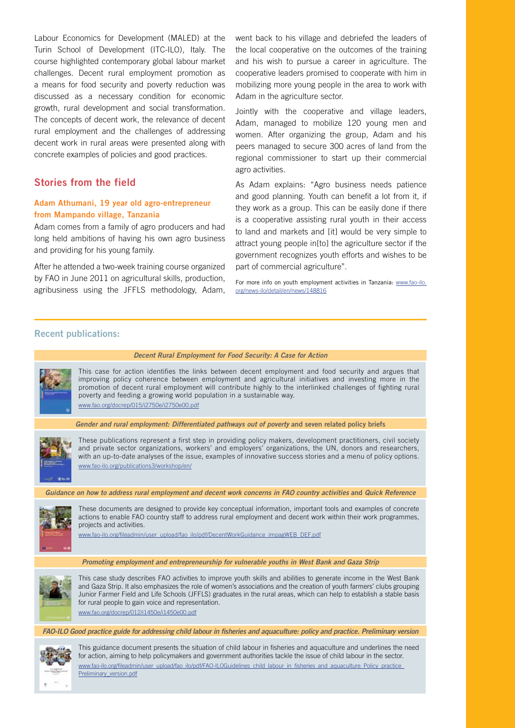Labour Economics for Development (MALED) at the Turin School of Development (ITC-ILO), Italy. The course highlighted contemporary global labour market challenges. Decent rural employment promotion as a means for food security and poverty reduction was discussed as a necessary condition for economic growth, rural development and social transformation. The concepts of decent work, the relevance of decent rural employment and the challenges of addressing decent work in rural areas were presented along with concrete examples of policies and good practices.

## Stories from the field

### Adam Athumani, 19 year old agro-entrepreneur from Mampando village, Tanzania

Adam comes from a family of agro producers and had long held ambitions of having his own agro business and providing for his young family.

After he attended a two-week training course organized by FAO in June 2011 on agricultural skills, production, agribusiness using the JFFLS methodology, Adam, went back to his village and debriefed the leaders of the local cooperative on the outcomes of the training and his wish to pursue a career in agriculture. The cooperative leaders promised to cooperate with him in mobilizing more young people in the area to work with Adam in the agriculture sector.

Jointly with the cooperative and village leaders, Adam, managed to mobilize 120 young men and women. After organizing the group, Adam and his peers managed to secure 300 acres of land from the regional commissioner to start up their commercial agro activities.

As Adam explains: "Agro business needs patience and good planning. Youth can benefit a lot from it, if they work as a group. This can be easily done if there is a cooperative assisting rural youth in their access to land and markets and [it] would be very simple to attract young people in[to] the agriculture sector if the government recognizes youth efforts and wishes to be part of commercial agriculture".

For more info on youth employment activities in Tanzania: www.fao-ilo.org/news-ilo/detail/en/news/148816

## Recent publications:

**_Decent Rural Employment for Food Security: A Case for Action_**

This case for action identifies the links between decent employment and food security and argues that improving policy coherence between employment and agricultural initiatives and investing more in the promotion of decent rural employment will contribute highly to the interlinked challenges of fighting rural poverty and feeding a growing world population in a sustainable way.
www.fao.org/docrep/015/i2750e/i2750e00.pdf

**_Gender and rural employment: Differentiated pathways out of poverty_ and seven related policy briefs**

These publications represent a first step in providing policy makers, development practitioners, civil society and private sector organizations, workers' and employers' organizations, the UN, donors and researchers, with an up-to-date analyses of the issue, examples of innovative success stories and a menu of policy options.
www.fao-ilo.org/publications3/workshop/en/

**_Guidance on how to address rural employment and decent work concerns in FAO country activities_ and _Quick Reference_**

These documents are designed to provide key conceptual information, important tools and examples of concrete actions to enable FAO country staff to address rural employment and decent work within their work programmes, projects and activities.
www.fao-ilo.org/fileadmin/user_upload/fao_ilo/pdf/DecentWorkGuidance_impagWEB_DEF.pdf

**_Promoting employment and entrepreneurship for vulnerable youths in West Bank and Gaza Strip_**

This case study describes FAO activities to improve youth skills and abilities to generate income in the West Bank and Gaza Strip. It also emphasizes the role of women's associations and the creation of youth farmers' clubs grouping Junior Farmer Field and Life Schools (JFFLS) graduates in the rural areas, which can help to establish a stable basis for rural people to gain voice and representation.
www.fao.org/docrep/012/i1450e/i1450e00.pdf

**_FAO-ILO Good practice guide for addressing child labour in fisheries and aquaculture: policy and practice. Preliminary version_**

This guidance document presents the situation of child labour in fisheries and aquaculture and underlines the need for action, aiming to help policymakers and government authorities tackle the issue of child labour in the sector.
www.fao-ilo.org/fileadmin/user_upload/fao_ilo/pdf/FAO-ILOGuidelines_child_labour_in_fisheries_and_aquaculture_Policy_practice_Preliminary_version.pdf